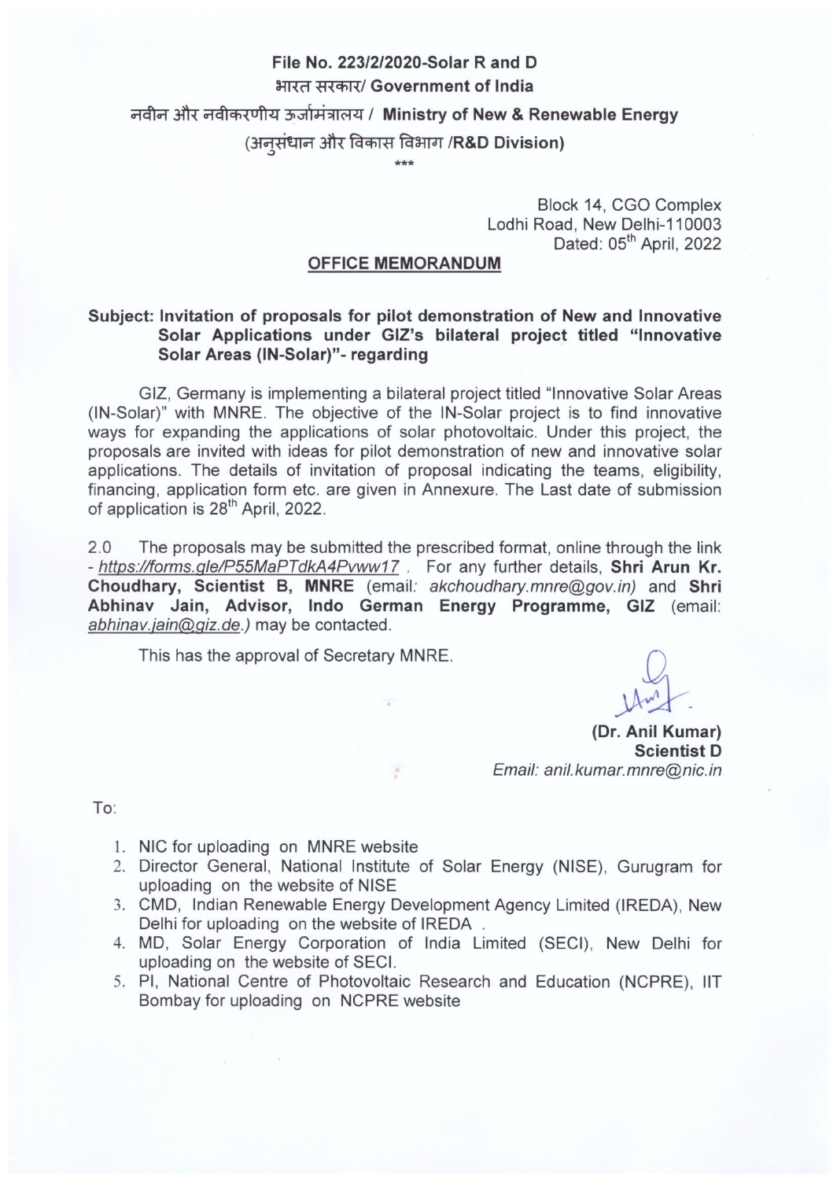**File No. 223/2/2020-Solar R and D**

**भारत सरकार/ Government of India**

**नवीन और नवीकरणीय ऊर्जामंत्रालय / Ministry of New & Renewable Energy**

**(अनुसंधान और विकास विभाग /R&D Division)**

\*\*\*

Block 14, CGO Complex
Lodhi Road, New Delhi-110003
Dated: 05th April, 2022

## OFFICE MEMORANDUM

**Subject: Invitation of proposals for pilot demonstration of New and Innovative Solar Applications under GIZ's bilateral project titled "Innovative Solar Areas (IN-Solar)"- regarding**

GIZ, Germany is implementing a bilateral project titled "Innovative Solar Areas (IN-Solar)" with MNRE. The objective of the IN-Solar project is to find innovative ways for expanding the applications of solar photovoltaic. Under this project, the proposals are invited with ideas for pilot demonstration of new and innovative solar applications. The details of invitation of proposal indicating the teams, eligibility, financing, application form etc. are given in Annexure. The Last date of submission of application is 28th April, 2022.

2.0 The proposals may be submitted the prescribed format, online through the link - *https://forms.gle/P55MaPTdkA4Pvww17* . For any further details, **Shri Arun Kr. Choudhary, Scientist B, MNRE** (email: *akchoudhary.mnre@gov.in*) and **Shri Abhinav Jain, Advisor, Indo German Energy Programme, GIZ** (email: *abhinav.jain@giz.de*.) may be contacted.

This has the approval of Secretary MNRE.

**(Dr. Anil Kumar)**
**Scientist D**
*Email: anil.kumar.mnre@nic.in*

To:

1. NIC for uploading on MNRE website
2. Director General, National Institute of Solar Energy (NISE), Gurugram for uploading on the website of NISE
3. CMD, Indian Renewable Energy Development Agency Limited (IREDA), New Delhi for uploading on the website of IREDA .
4. MD, Solar Energy Corporation of India Limited (SECI), New Delhi for uploading on the website of SECI.
5. PI, National Centre of Photovoltaic Research and Education (NCPRE), IIT Bombay for uploading on NCPRE website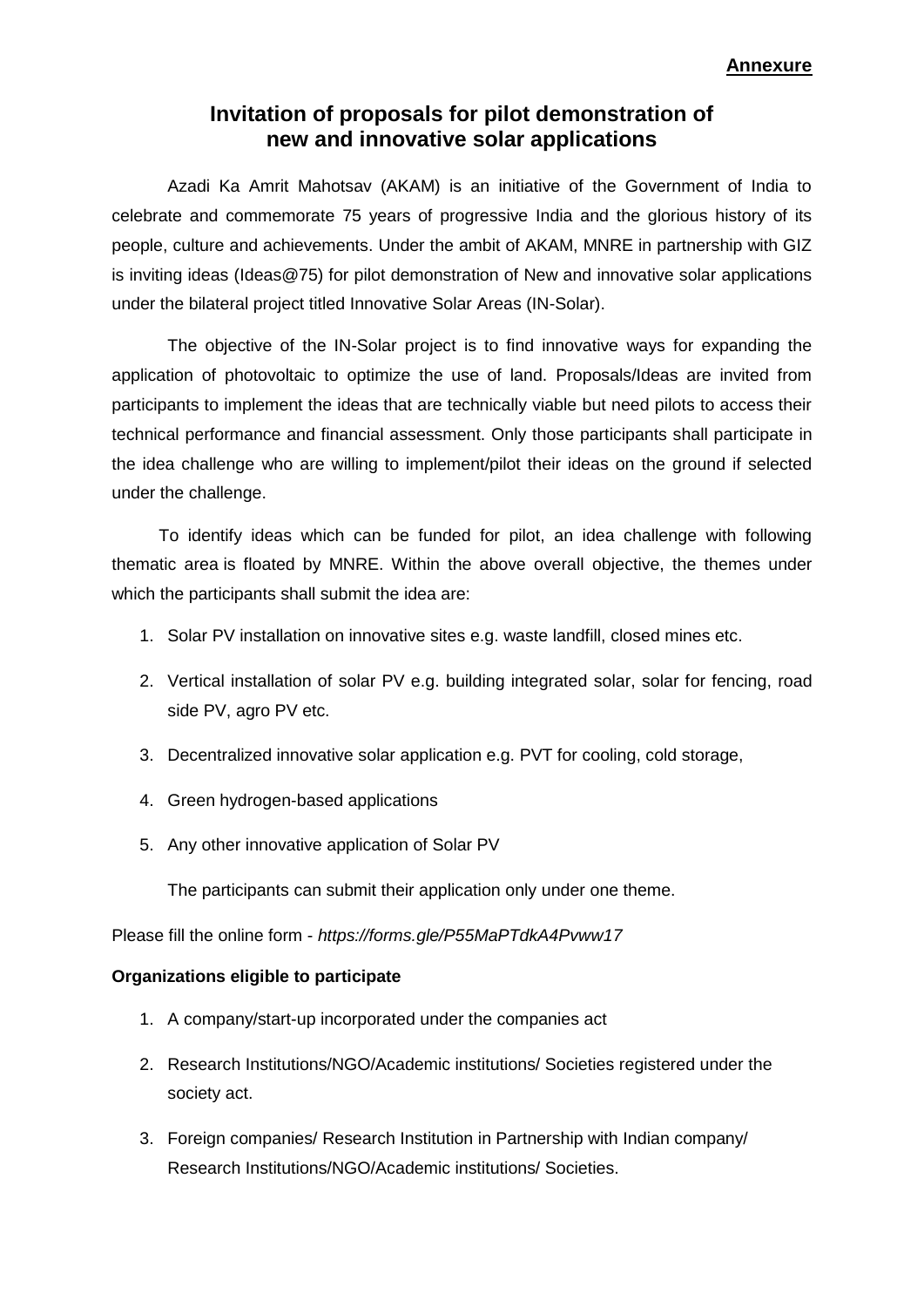**Annexure**

# Invitation of proposals for pilot demonstration of new and innovative solar applications

Azadi Ka Amrit Mahotsav (AKAM) is an initiative of the Government of India to celebrate and commemorate 75 years of progressive India and the glorious history of its people, culture and achievements. Under the ambit of AKAM, MNRE in partnership with GIZ is inviting ideas (Ideas@75) for pilot demonstration of New and innovative solar applications under the bilateral project titled Innovative Solar Areas (IN-Solar).

The objective of the IN-Solar project is to find innovative ways for expanding the application of photovoltaic to optimize the use of land. Proposals/Ideas are invited from participants to implement the ideas that are technically viable but need pilots to access their technical performance and financial assessment. Only those participants shall participate in the idea challenge who are willing to implement/pilot their ideas on the ground if selected under the challenge.

To identify ideas which can be funded for pilot, an idea challenge with following thematic area is floated by MNRE. Within the above overall objective, the themes under which the participants shall submit the idea are:

1. Solar PV installation on innovative sites e.g. waste landfill, closed mines etc.
2. Vertical installation of solar PV e.g. building integrated solar, solar for fencing, road side PV, agro PV etc.
3. Decentralized innovative solar application e.g. PVT for cooling, cold storage,
4. Green hydrogen-based applications
5. Any other innovative application of Solar PV

The participants can submit their application only under one theme.

Please fill the online form - *https://forms.gle/P55MaPTdkA4Pvww17*

**Organizations eligible to participate**

1. A company/start-up incorporated under the companies act
2. Research Institutions/NGO/Academic institutions/ Societies registered under the society act.
3. Foreign companies/ Research Institution in Partnership with Indian company/ Research Institutions/NGO/Academic institutions/ Societies.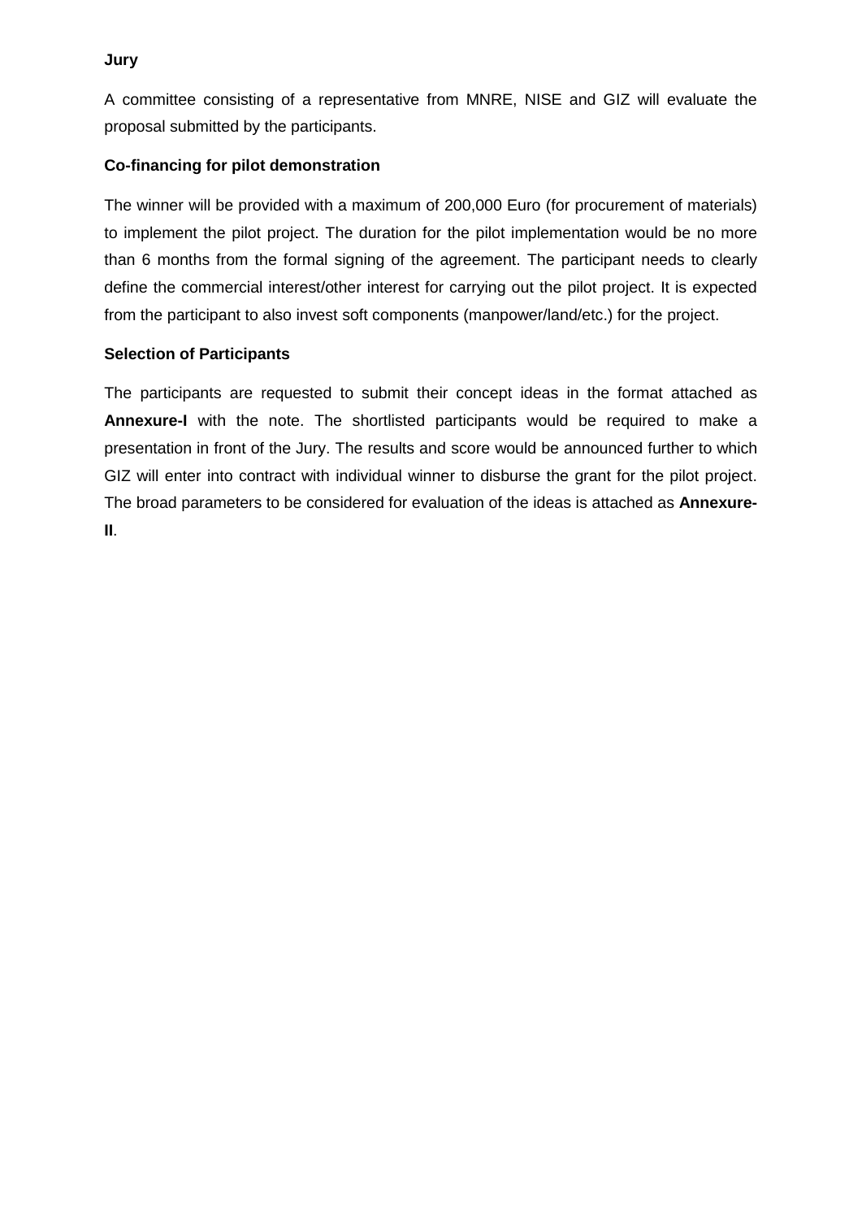**Jury**

A committee consisting of a representative from MNRE, NISE and GIZ will evaluate the proposal submitted by the participants.

**Co-financing for pilot demonstration**

The winner will be provided with a maximum of 200,000 Euro (for procurement of materials) to implement the pilot project. The duration for the pilot implementation would be no more than 6 months from the formal signing of the agreement. The participant needs to clearly define the commercial interest/other interest for carrying out the pilot project. It is expected from the participant to also invest soft components (manpower/land/etc.) for the project.

**Selection of Participants**

The participants are requested to submit their concept ideas in the format attached as **Annexure-I** with the note. The shortlisted participants would be required to make a presentation in front of the Jury. The results and score would be announced further to which GIZ will enter into contract with individual winner to disburse the grant for the pilot project. The broad parameters to be considered for evaluation of the ideas is attached as **Annexure-II**.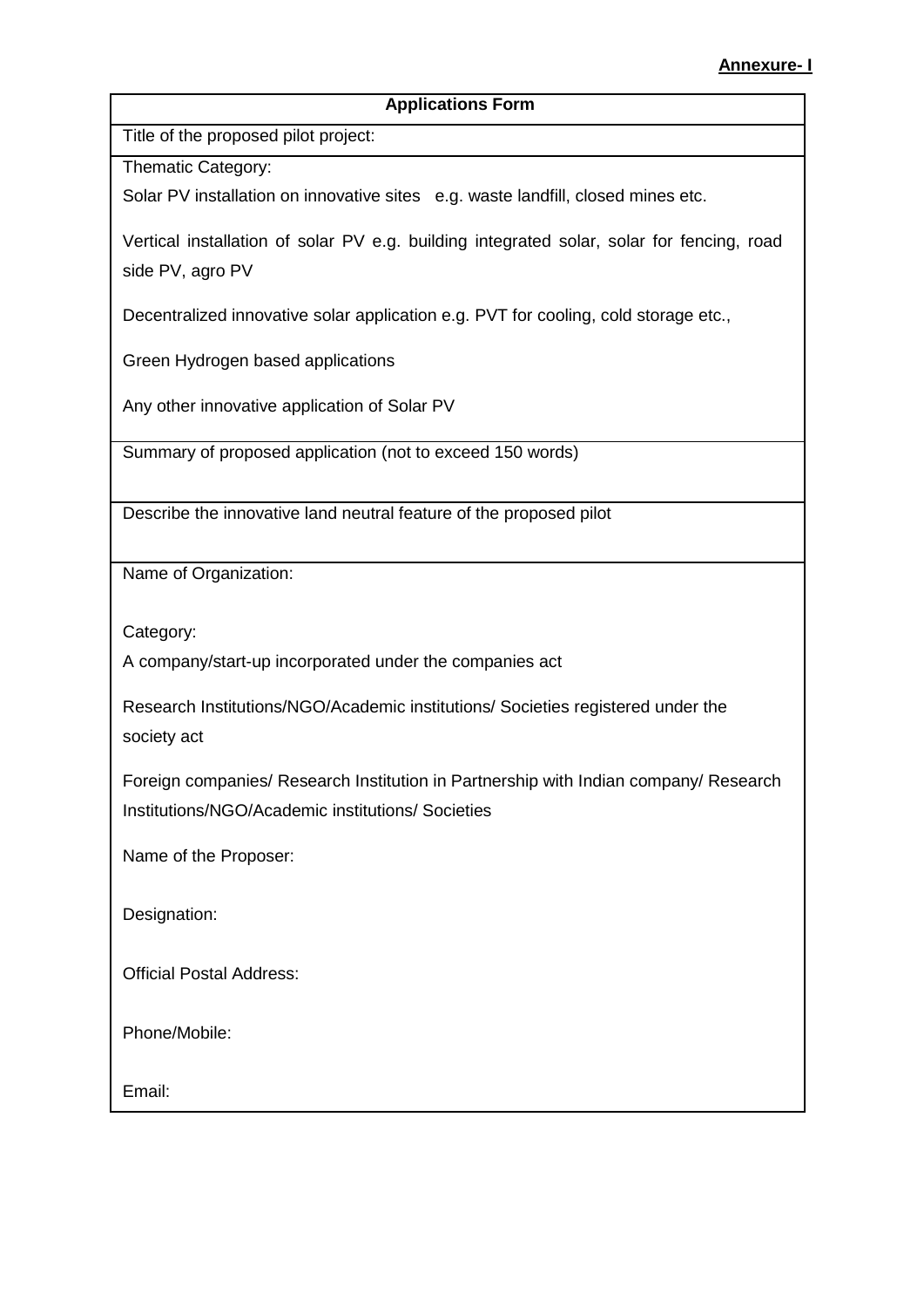**Annexure- I**

| **Applications Form** |
|---|
| Title of the proposed pilot project: |
| Thematic Category:<br>Solar PV installation on innovative sites e.g. waste landfill, closed mines etc.<br>Vertical installation of solar PV e.g. building integrated solar, solar for fencing, road side PV, agro PV<br>Decentralized innovative solar application e.g. PVT for cooling, cold storage etc.,<br>Green Hydrogen based applications<br>Any other innovative application of Solar PV |
| Summary of proposed application (not to exceed 150 words) |
| Describe the innovative land neutral feature of the proposed pilot |
| Name of Organization:<br>Category:<br>A company/start-up incorporated under the companies act<br>Research Institutions/NGO/Academic institutions/ Societies registered under the society act<br>Foreign companies/ Research Institution in Partnership with Indian company/ Research Institutions/NGO/Academic institutions/ Societies<br>Name of the Proposer:<br>Designation:<br>Official Postal Address:<br>Phone/Mobile:<br>Email: |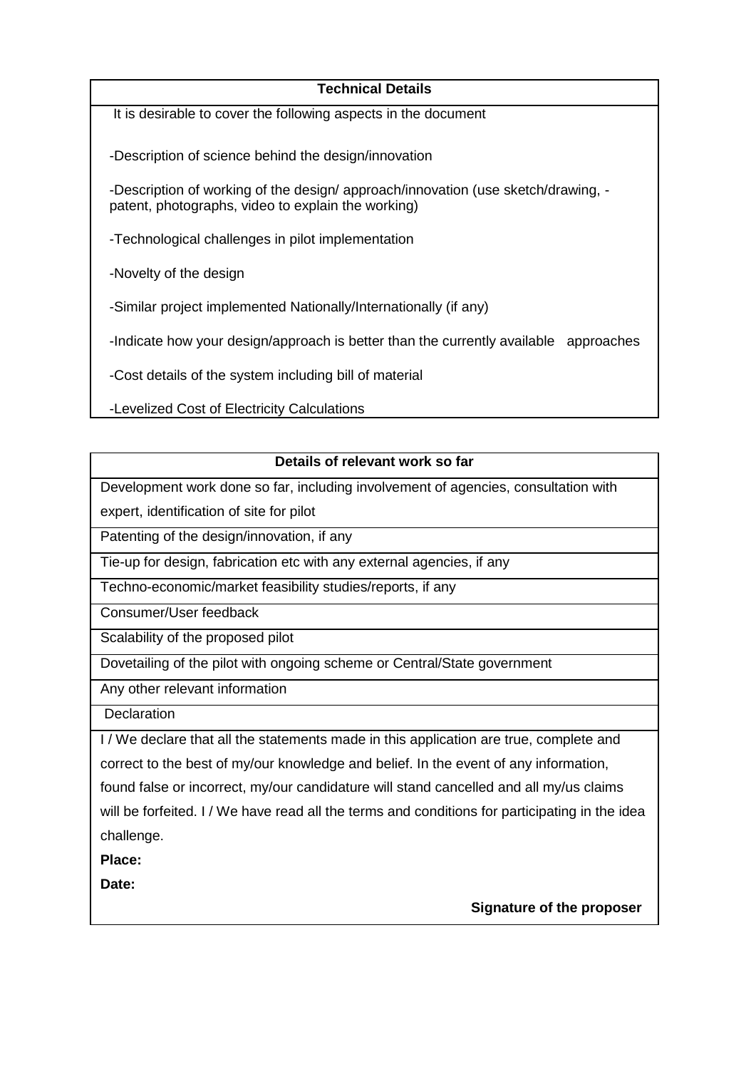| Technical Details |
| --- |
| It is desirable to cover the following aspects in the document<br><br>-Description of science behind the design/innovation<br><br>-Description of working of the design/ approach/innovation (use sketch/drawing, -patent, photographs, video to explain the working)<br><br>-Technological challenges in pilot implementation<br><br>-Novelty of the design<br><br>-Similar project implemented Nationally/Internationally (if any)<br><br>-Indicate how your design/approach is better than the currently available approaches<br><br>-Cost details of the system including bill of material<br><br>-Levelized Cost of Electricity Calculations |

| Details of relevant work so far |
| --- |
| Development work done so far, including involvement of agencies, consultation with expert, identification of site for pilot |
| Patenting of the design/innovation, if any |
| Tie-up for design, fabrication etc with any external agencies, if any |
| Techno-economic/market feasibility studies/reports, if any |
| Consumer/User feedback |
| Scalability of the proposed pilot |
| Dovetailing of the pilot with ongoing scheme or Central/State government |
| Any other relevant information |
| Declaration |
| I / We declare that all the statements made in this application are true, complete and correct to the best of my/our knowledge and belief. In the event of any information, found false or incorrect, my/our candidature will stand cancelled and all my/us claims will be forfeited. I / We have read all the terms and conditions for participating in the idea challenge.<br>**Place:**<br>**Date:**<br>**Signature of the proposer** |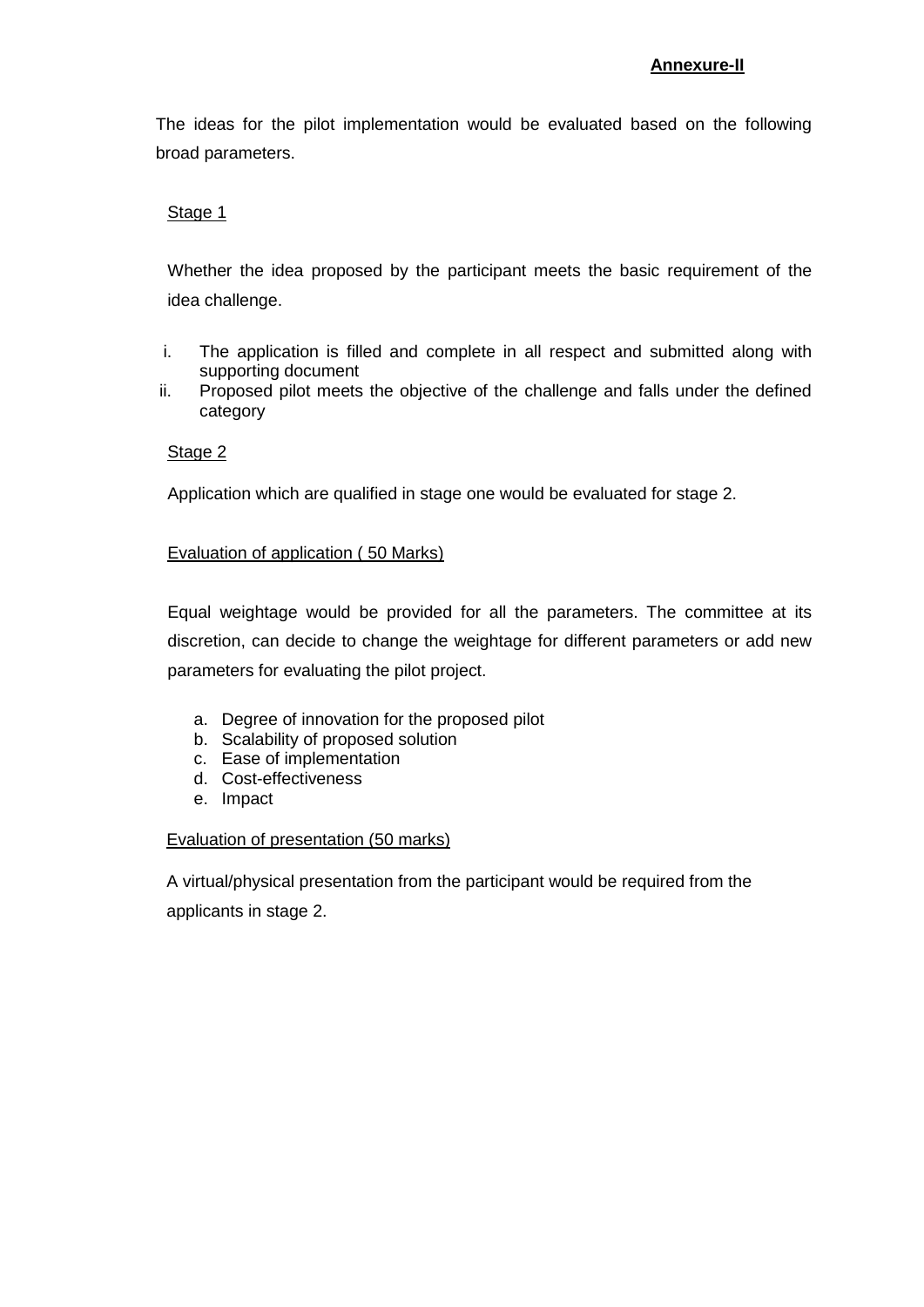**Annexure-II**

The ideas for the pilot implementation would be evaluated based on the following broad parameters.

Stage 1

Whether the idea proposed by the participant meets the basic requirement of the idea challenge.

i. The application is filled and complete in all respect and submitted along with supporting document
ii. Proposed pilot meets the objective of the challenge and falls under the defined category

Stage 2

Application which are qualified in stage one would be evaluated for stage 2.

Evaluation of application ( 50 Marks)

Equal weightage would be provided for all the parameters. The committee at its discretion, can decide to change the weightage for different parameters or add new parameters for evaluating the pilot project.

a. Degree of innovation for the proposed pilot
b. Scalability of proposed solution
c. Ease of implementation
d. Cost-effectiveness
e. Impact

Evaluation of presentation (50 marks)

A virtual/physical presentation from the participant would be required from the applicants in stage 2.